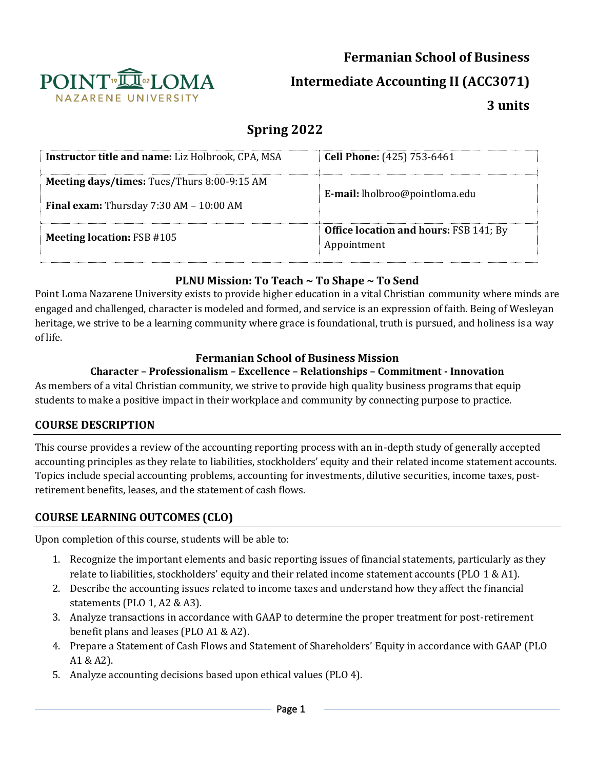# Fermanian School of Business

# Intermediate Accounting II (ACC3071)

**3 units**

## Spring 2022

| **Instructor title and name:** Liz Holbrook, CPA, MSA | **Cell Phone:** (425) 753-6461 |
|---|---|
| **Meeting days/times:** Tues/Thurs 8:00-9:15 AM<br>**Final exam:** Thursday 7:30 AM – 10:00 AM | **E-mail:** lholbroo@pointloma.edu |
| **Meeting location:** FSB #105 | **Office location and hours:** FSB 141; By Appointment |

### PLNU Mission: To Teach ~ To Shape ~ To Send

Point Loma Nazarene University exists to provide higher education in a vital Christian community where minds are engaged and challenged, character is modeled and formed, and service is an expression of faith. Being of Wesleyan heritage, we strive to be a learning community where grace is foundational, truth is pursued, and holiness is a way of life.

### Fermanian School of Business Mission

**Character – Professionalism – Excellence – Relationships – Commitment - Innovation**

As members of a vital Christian community, we strive to provide high quality business programs that equip students to make a positive impact in their workplace and community by connecting purpose to practice.

## COURSE DESCRIPTION

This course provides a review of the accounting reporting process with an in-depth study of generally accepted accounting principles as they relate to liabilities, stockholders' equity and their related income statement accounts. Topics include special accounting problems, accounting for investments, dilutive securities, income taxes, post-retirement benefits, leases, and the statement of cash flows.

## COURSE LEARNING OUTCOMES (CLO)

Upon completion of this course, students will be able to:

1. Recognize the important elements and basic reporting issues of financial statements, particularly as they relate to liabilities, stockholders' equity and their related income statement accounts (PLO 1 & A1).
2. Describe the accounting issues related to income taxes and understand how they affect the financial statements (PLO 1, A2 & A3).
3. Analyze transactions in accordance with GAAP to determine the proper treatment for post-retirement benefit plans and leases (PLO A1 & A2).
4. Prepare a Statement of Cash Flows and Statement of Shareholders' Equity in accordance with GAAP (PLO A1 & A2).
5. Analyze accounting decisions based upon ethical values (PLO 4).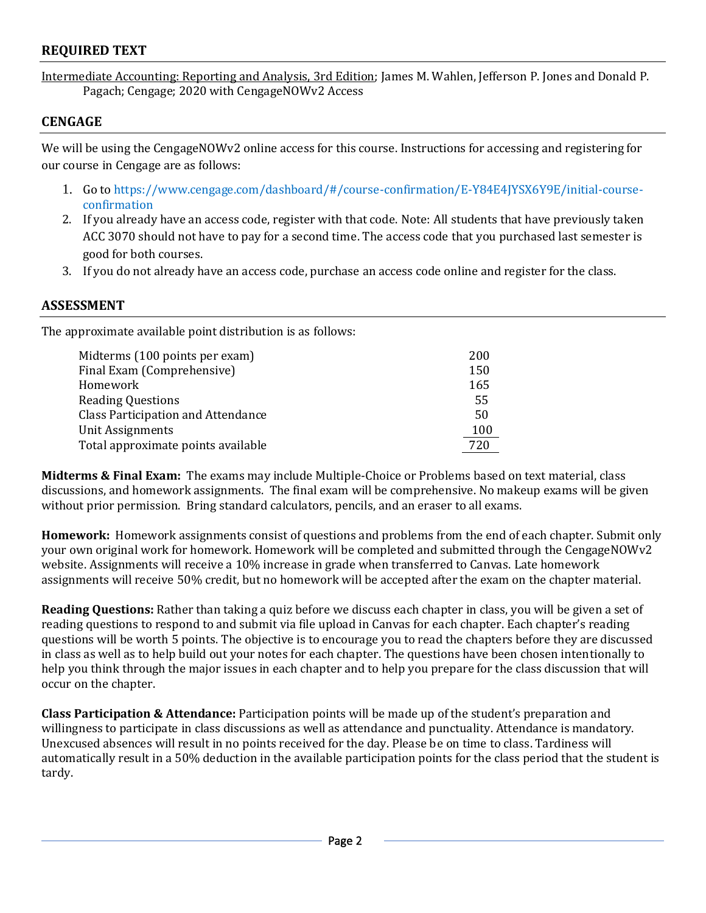## REQUIRED TEXT

Intermediate Accounting: Reporting and Analysis, 3rd Edition; James M. Wahlen, Jefferson P. Jones and Donald P. Pagach; Cengage; 2020 with CengageNOWv2 Access

## CENGAGE

We will be using the CengageNOWv2 online access for this course. Instructions for accessing and registering for our course in Cengage are as follows:

1. Go to https://www.cengage.com/dashboard/#/course-confirmation/E-Y84E4JYSX6Y9E/initial-course-confirmation
2. If you already have an access code, register with that code. Note: All students that have previously taken ACC 3070 should not have to pay for a second time. The access code that you purchased last semester is good for both courses.
3. If you do not already have an access code, purchase an access code online and register for the class.

## ASSESSMENT

The approximate available point distribution is as follows:

| Item | Points |
|---|---|
| Midterms (100 points per exam) | 200 |
| Final Exam (Comprehensive) | 150 |
| Homework | 165 |
| Reading Questions | 55 |
| Class Participation and Attendance | 50 |
| Unit Assignments | 100 |
| Total approximate points available | 720 |

**Midterms & Final Exam:** The exams may include Multiple-Choice or Problems based on text material, class discussions, and homework assignments. The final exam will be comprehensive. No makeup exams will be given without prior permission. Bring standard calculators, pencils, and an eraser to all exams.

**Homework:** Homework assignments consist of questions and problems from the end of each chapter. Submit only your own original work for homework. Homework will be completed and submitted through the CengageNOWv2 website. Assignments will receive a 10% increase in grade when transferred to Canvas. Late homework assignments will receive 50% credit, but no homework will be accepted after the exam on the chapter material.

**Reading Questions:** Rather than taking a quiz before we discuss each chapter in class, you will be given a set of reading questions to respond to and submit via file upload in Canvas for each chapter. Each chapter's reading questions will be worth 5 points. The objective is to encourage you to read the chapters before they are discussed in class as well as to help build out your notes for each chapter. The questions have been chosen intentionally to help you think through the major issues in each chapter and to help you prepare for the class discussion that will occur on the chapter.

**Class Participation & Attendance:** Participation points will be made up of the student's preparation and willingness to participate in class discussions as well as attendance and punctuality. Attendance is mandatory. Unexcused absences will result in no points received for the day. Please be on time to class. Tardiness will automatically result in a 50% deduction in the available participation points for the class period that the student is tardy.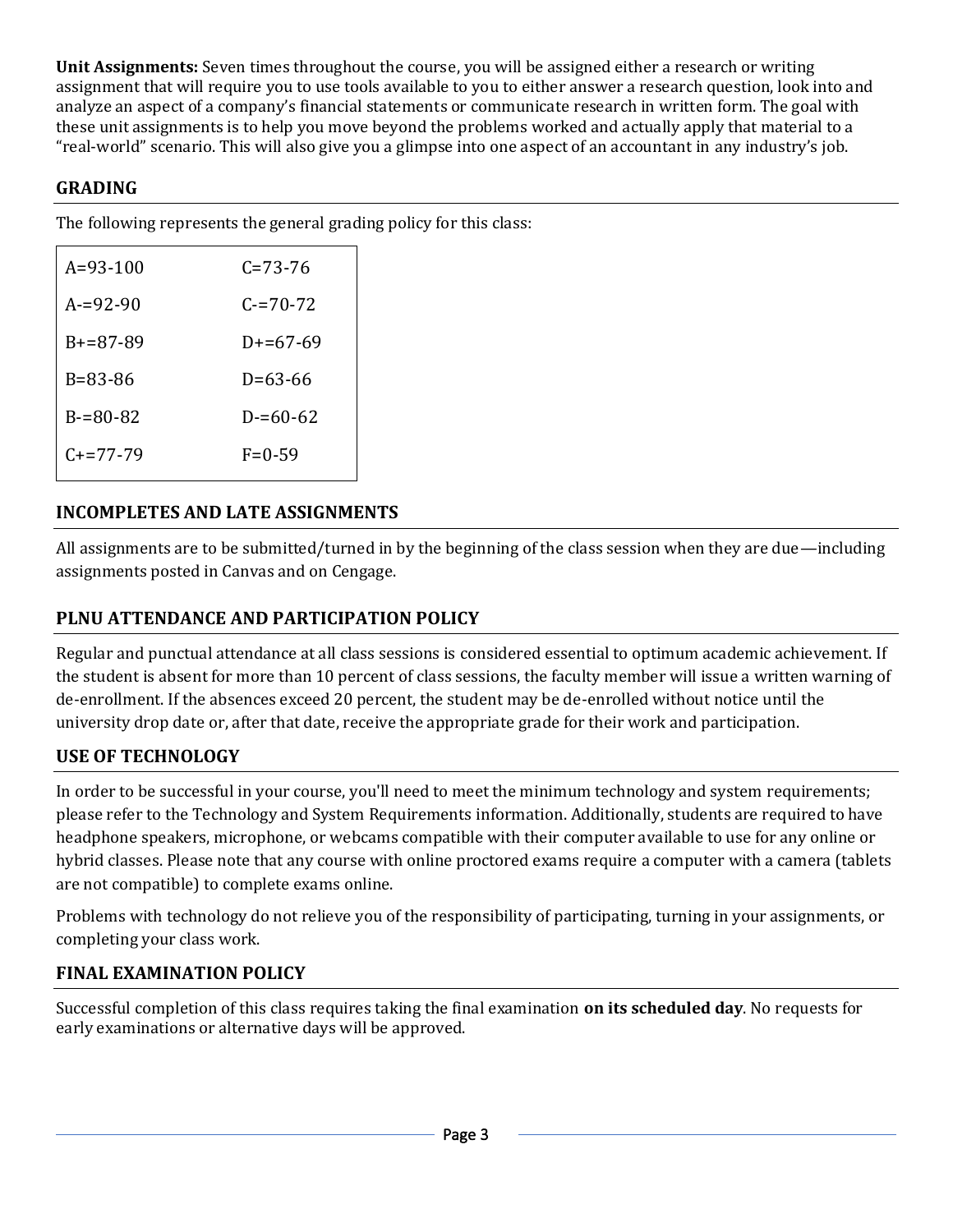**Unit Assignments:** Seven times throughout the course, you will be assigned either a research or writing assignment that will require you to use tools available to you to either answer a research question, look into and analyze an aspect of a company's financial statements or communicate research in written form. The goal with these unit assignments is to help you move beyond the problems worked and actually apply that material to a "real-world" scenario. This will also give you a glimpse into one aspect of an accountant in any industry's job.

## GRADING

The following represents the general grading policy for this class:

| | |
|---|---|
| A=93-100 | C=73-76 |
| A-=92-90 | C-=70-72 |
| B+=87-89 | D+=67-69 |
| B=83-86 | D=63-66 |
| B-=80-82 | D-=60-62 |
| C+=77-79 | F=0-59 |

## INCOMPLETES AND LATE ASSIGNMENTS

All assignments are to be submitted/turned in by the beginning of the class session when they are due—including assignments posted in Canvas and on Cengage.

## PLNU ATTENDANCE AND PARTICIPATION POLICY

Regular and punctual attendance at all class sessions is considered essential to optimum academic achievement. If the student is absent for more than 10 percent of class sessions, the faculty member will issue a written warning of de-enrollment. If the absences exceed 20 percent, the student may be de-enrolled without notice until the university drop date or, after that date, receive the appropriate grade for their work and participation.

## USE OF TECHNOLOGY

In order to be successful in your course, you'll need to meet the minimum technology and system requirements; please refer to the Technology and System Requirements information. Additionally, students are required to have headphone speakers, microphone, or webcams compatible with their computer available to use for any online or hybrid classes. Please note that any course with online proctored exams require a computer with a camera (tablets are not compatible) to complete exams online.

Problems with technology do not relieve you of the responsibility of participating, turning in your assignments, or completing your class work.

## FINAL EXAMINATION POLICY

Successful completion of this class requires taking the final examination **on its scheduled day**. No requests for early examinations or alternative days will be approved.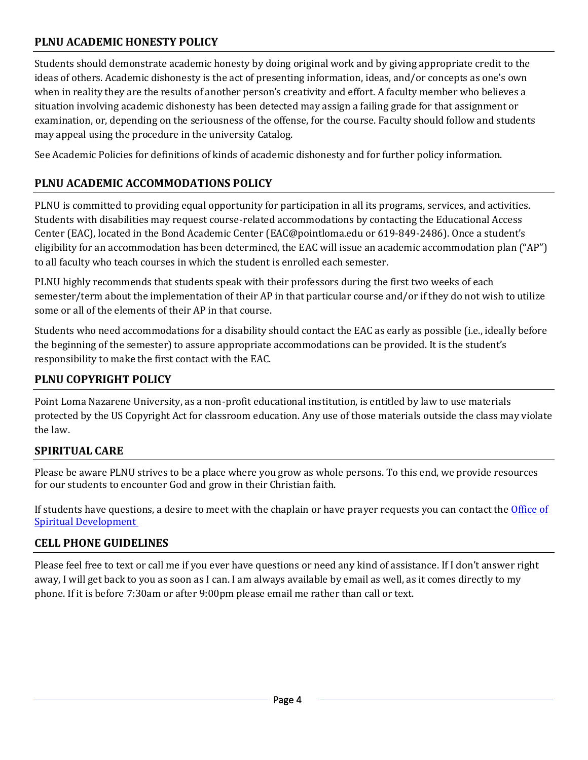## PLNU ACADEMIC HONESTY POLICY

Students should demonstrate academic honesty by doing original work and by giving appropriate credit to the ideas of others. Academic dishonesty is the act of presenting information, ideas, and/or concepts as one's own when in reality they are the results of another person's creativity and effort. A faculty member who believes a situation involving academic dishonesty has been detected may assign a failing grade for that assignment or examination, or, depending on the seriousness of the offense, for the course. Faculty should follow and students may appeal using the procedure in the university Catalog.

See Academic Policies for definitions of kinds of academic dishonesty and for further policy information.

## PLNU ACADEMIC ACCOMMODATIONS POLICY

PLNU is committed to providing equal opportunity for participation in all its programs, services, and activities. Students with disabilities may request course-related accommodations by contacting the Educational Access Center (EAC), located in the Bond Academic Center (EAC@pointloma.edu or 619-849-2486). Once a student's eligibility for an accommodation has been determined, the EAC will issue an academic accommodation plan ("AP") to all faculty who teach courses in which the student is enrolled each semester.

PLNU highly recommends that students speak with their professors during the first two weeks of each semester/term about the implementation of their AP in that particular course and/or if they do not wish to utilize some or all of the elements of their AP in that course.

Students who need accommodations for a disability should contact the EAC as early as possible (i.e., ideally before the beginning of the semester) to assure appropriate accommodations can be provided. It is the student's responsibility to make the first contact with the EAC.

## PLNU COPYRIGHT POLICY

Point Loma Nazarene University, as a non-profit educational institution, is entitled by law to use materials protected by the US Copyright Act for classroom education. Any use of those materials outside the class may violate the law.

## SPIRITUAL CARE

Please be aware PLNU strives to be a place where you grow as whole persons. To this end, we provide resources for our students to encounter God and grow in their Christian faith.

If students have questions, a desire to meet with the chaplain or have prayer requests you can contact the Office of Spiritual Development

## CELL PHONE GUIDELINES

Please feel free to text or call me if you ever have questions or need any kind of assistance. If I don't answer right away, I will get back to you as soon as I can. I am always available by email as well, as it comes directly to my phone. If it is before 7:30am or after 9:00pm please email me rather than call or text.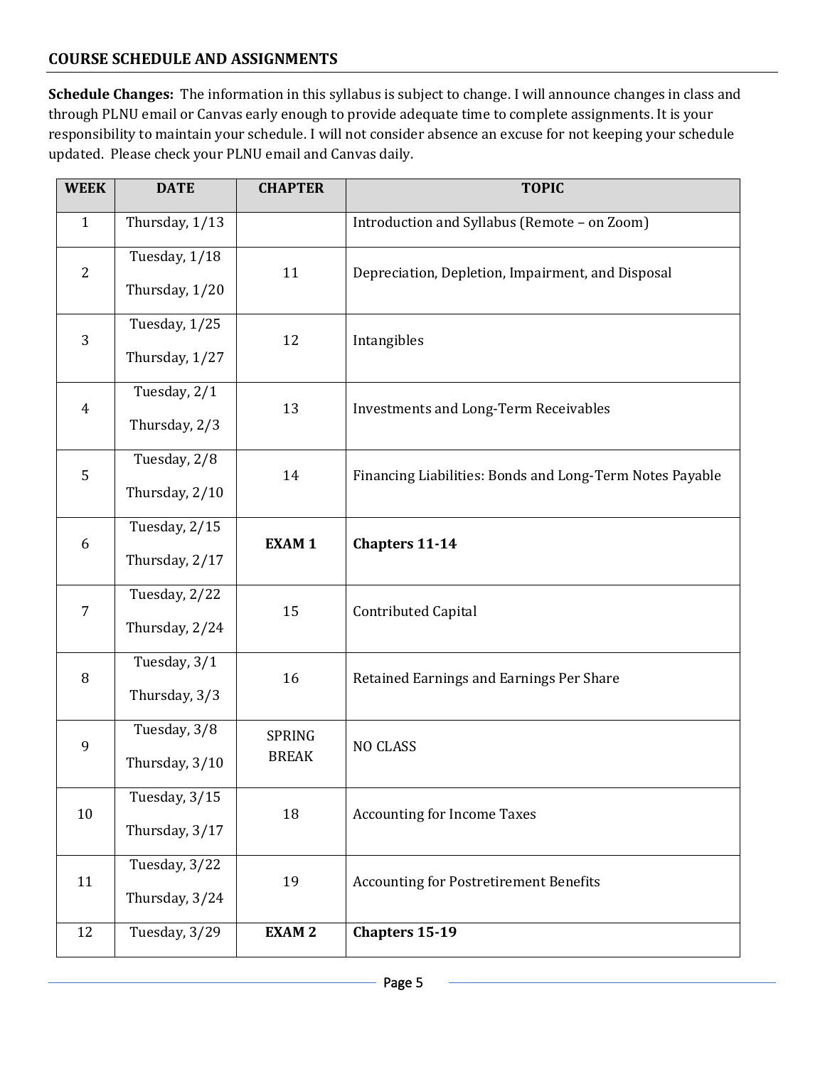## COURSE SCHEDULE AND ASSIGNMENTS

**Schedule Changes:** The information in this syllabus is subject to change. I will announce changes in class and through PLNU email or Canvas early enough to provide adequate time to complete assignments. It is your responsibility to maintain your schedule. I will not consider absence an excuse for not keeping your schedule updated. Please check your PLNU email and Canvas daily.

| WEEK | DATE | CHAPTER | TOPIC |
|---|---|---|---|
| 1 | Thursday, 1/13 | | Introduction and Syllabus (Remote – on Zoom) |
| 2 | Tuesday, 1/18<br>Thursday, 1/20 | 11 | Depreciation, Depletion, Impairment, and Disposal |
| 3 | Tuesday, 1/25<br>Thursday, 1/27 | 12 | Intangibles |
| 4 | Tuesday, 2/1<br>Thursday, 2/3 | 13 | Investments and Long-Term Receivables |
| 5 | Tuesday, 2/8<br>Thursday, 2/10 | 14 | Financing Liabilities: Bonds and Long-Term Notes Payable |
| 6 | Tuesday, 2/15<br>Thursday, 2/17 | **EXAM 1** | **Chapters 11-14** |
| 7 | Tuesday, 2/22<br>Thursday, 2/24 | 15 | Contributed Capital |
| 8 | Tuesday, 3/1<br>Thursday, 3/3 | 16 | Retained Earnings and Earnings Per Share |
| 9 | Tuesday, 3/8<br>Thursday, 3/10 | SPRING BREAK | NO CLASS |
| 10 | Tuesday, 3/15<br>Thursday, 3/17 | 18 | Accounting for Income Taxes |
| 11 | Tuesday, 3/22<br>Thursday, 3/24 | 19 | Accounting for Postretirement Benefits |
| 12 | Tuesday, 3/29 | **EXAM 2** | **Chapters 15-19** |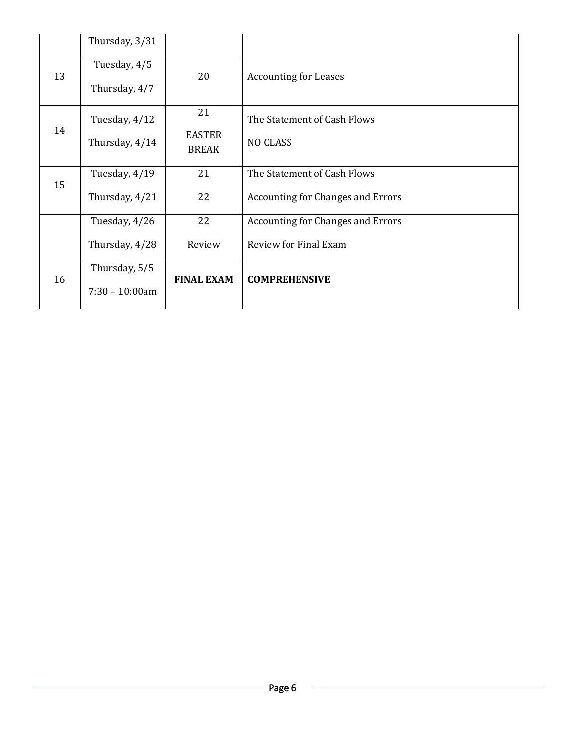| | | | |
|---|---|---|---|
| | Thursday, 3/31 | | |
| 13 | Tuesday, 4/5<br>Thursday, 4/7 | 20 | Accounting for Leases |
| 14 | Tuesday, 4/12<br>Thursday, 4/14 | 21<br>EASTER BREAK | The Statement of Cash Flows<br>NO CLASS |
| 15 | Tuesday, 4/19<br>Thursday, 4/21 | 21<br>22 | The Statement of Cash Flows<br>Accounting for Changes and Errors |
| | Tuesday, 4/26<br>Thursday, 4/28 | 22<br>Review | Accounting for Changes and Errors<br>Review for Final Exam |
| 16 | Thursday, 5/5<br>7:30 – 10:00am | **FINAL EXAM** | **COMPREHENSIVE** |